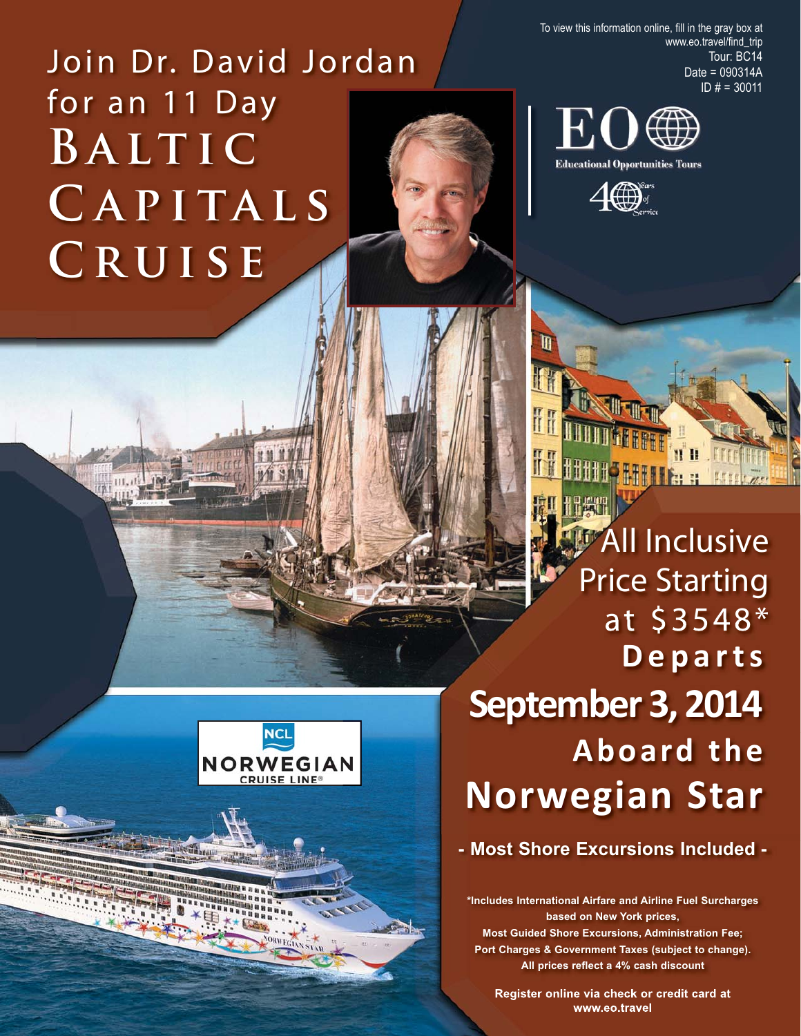# Join Dr. David Jordan for an 11 Day BALTIC CAPITALS CRUISE

To view this information online, fill in the gray box at www.eo.travel/find_trip
Tour: BC14
Date = 090314A
ID # = 30011

EO Educational Opportunities Tours
40 Years of Service

All Inclusive Price Starting at $3548*

**Departs September 3, 2014**

**Aboard the Norwegian Star**

NCL NORWEGIAN CRUISE LINE®

**- Most Shore Excursions Included -**

**\*Includes International Airfare and Airline Fuel Surcharges based on New York prices, Most Guided Shore Excursions, Administration Fee; Port Charges & Government Taxes (subject to change). All prices reflect a 4% cash discount**

**Register online via check or credit card at www.eo.travel**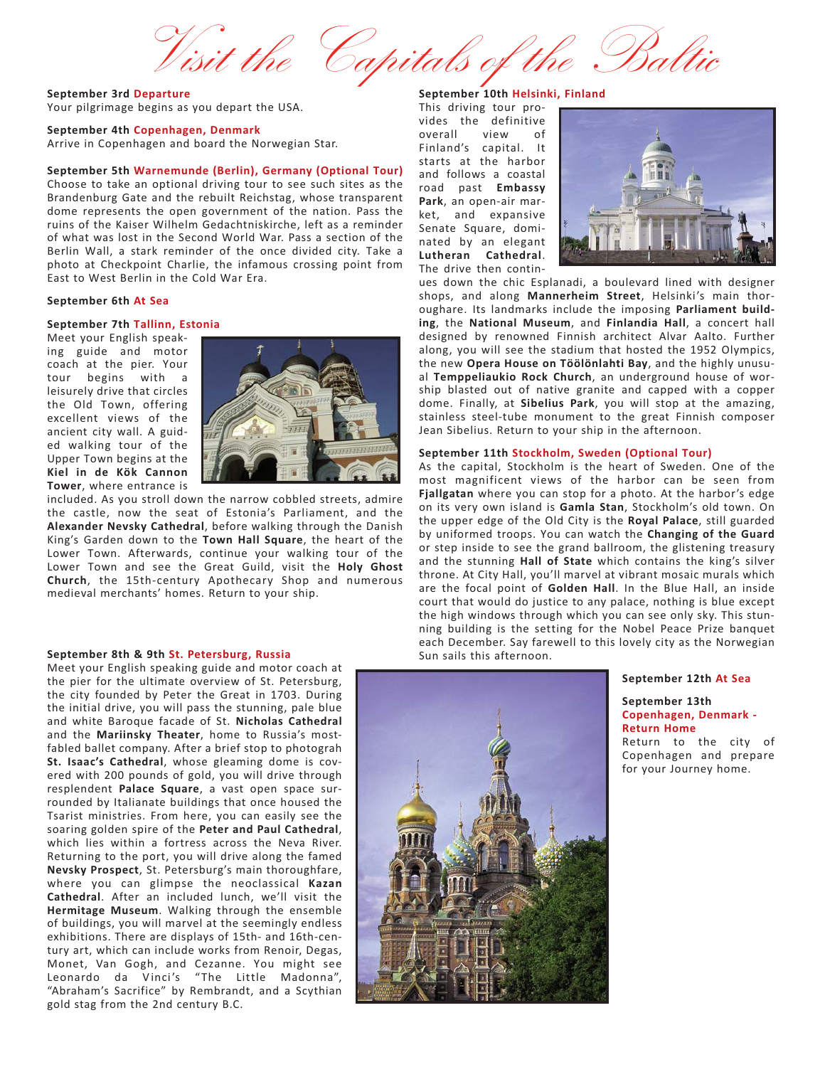# Visit the Capitals of the Baltic

**September 3rd Departure**
Your pilgrimage begins as you depart the USA.

**September 4th Copenhagen, Denmark**
Arrive in Copenhagen and board the Norwegian Star.

**September 5th Warnemunde (Berlin), Germany (Optional Tour)**
Choose to take an optional driving tour to see such sites as the Brandenburg Gate and the rebuilt Reichstag, whose transparent dome represents the open government of the nation. Pass the ruins of the Kaiser Wilhelm Gedachtniskirche, left as a reminder of what was lost in the Second World War. Pass a section of the Berlin Wall, a stark reminder of the once divided city. Take a photo at Checkpoint Charlie, the infamous crossing point from East to West Berlin in the Cold War Era.

**September 6th At Sea**

**September 7th Tallinn, Estonia**
Meet your English speaking guide and motor coach at the pier. Your tour begins with a leisurely drive that circles the Old Town, offering excellent views of the ancient city wall. A guided walking tour of the Upper Town begins at the **Kiel in de Kök Cannon Tower**, where entrance is included. As you stroll down the narrow cobbled streets, admire the castle, now the seat of Estonia's Parliament, and the **Alexander Nevsky Cathedral**, before walking through the Danish King's Garden down to the **Town Hall Square**, the heart of the Lower Town. Afterwards, continue your walking tour of the Lower Town and see the Great Guild, visit the **Holy Ghost Church**, the 15th-century Apothecary Shop and numerous medieval merchants' homes. Return to your ship.

**September 8th & 9th St. Petersburg, Russia**
Meet your English speaking guide and motor coach at the pier for the ultimate overview of St. Petersburg, the city founded by Peter the Great in 1703. During the initial drive, you will pass the stunning, pale blue and white Baroque facade of St. **Nicholas Cathedral** and the **Mariinsky Theater**, home to Russia's most-fabled ballet company. After a brief stop to photograh **St. Isaac's Cathedral**, whose gleaming dome is covered with 200 pounds of gold, you will drive through resplendent **Palace Square**, a vast open space surrounded by Italianate buildings that once housed the Tsarist ministries. From here, you can easily see the soaring golden spire of the **Peter and Paul Cathedral**, which lies within a fortress across the Neva River. Returning to the port, you will drive along the famed **Nevsky Prospect**, St. Petersburg's main thoroughfare, where you can glimpse the neoclassical **Kazan Cathedral**. After an included lunch, we'll visit the **Hermitage Museum**. Walking through the ensemble of buildings, you will marvel at the seemingly endless exhibitions. There are displays of 15th- and 16th-century art, which can include works from Renoir, Degas, Monet, Van Gogh, and Cezanne. You might see Leonardo da Vinci's "The Little Madonna", "Abraham's Sacrifice" by Rembrandt, and a Scythian gold stag from the 2nd century B.C.

**September 10th Helsinki, Finland**
This driving tour provides the definitive overall view of Finland's capital. It starts at the harbor and follows a coastal road past **Embassy Park**, an open-air market, and expansive Senate Square, dominated by an elegant **Lutheran Cathedral**. The drive then continues down the chic Esplanadi, a boulevard lined with designer shops, and along **Mannerheim Street**, Helsinki's main thoroughare. Its landmarks include the imposing **Parliament building**, the **National Museum**, and **Finlandia Hall**, a concert hall designed by renowned Finnish architect Alvar Aalto. Further along, you will see the stadium that hosted the 1952 Olympics, the new **Opera House on Töölönlahti Bay**, and the highly unusual **Temppeliaukio Rock Church**, an underground house of worship blasted out of native granite and capped with a copper dome. Finally, at **Sibelius Park**, you will stop at the amazing, stainless steel-tube monument to the great Finnish composer Jean Sibelius. Return to your ship in the afternoon.

**September 11th Stockholm, Sweden (Optional Tour)**
As the capital, Stockholm is the heart of Sweden. One of the most magnificent views of the harbor can be seen from **Fjallgatan** where you can stop for a photo. At the harbor's edge on its very own island is **Gamla Stan**, Stockholm's old town. On the upper edge of the Old City is the **Royal Palace**, still guarded by uniformed troops. You can watch the **Changing of the Guard** or step inside to see the grand ballroom, the glistening treasury and the stunning **Hall of State** which contains the king's silver throne. At City Hall, you'll marvel at vibrant mosaic murals which are the focal point of **Golden Hall**. In the Blue Hall, an inside court that would do justice to any palace, nothing is blue except the high windows through which you can see only sky. This stunning building is the setting for the Nobel Peace Prize banquet each December. Say farewell to this lovely city as the Norwegian Sun sails this afternoon.

**September 12th At Sea**

**September 13th Copenhagen, Denmark - Return Home**
Return to the city of Copenhagen and prepare for your Journey home.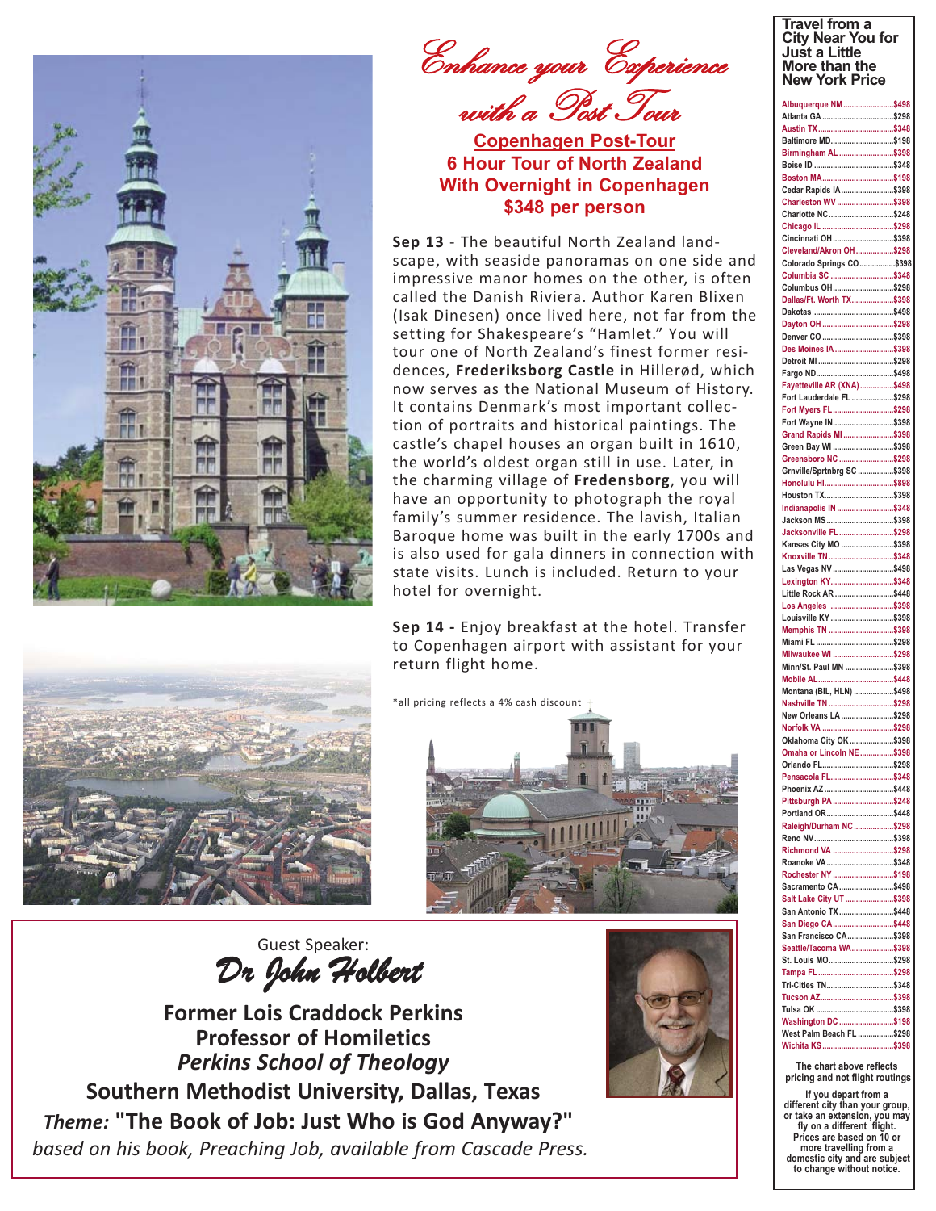# Enhance your Experience with a Post Tour

## Copenhagen Post-Tour
### 6 Hour Tour of North Zealand With Overnight in Copenhagen $348 per person

**Sep 13** - The beautiful North Zealand landscape, with seaside panoramas on one side and impressive manor homes on the other, is often called the Danish Riviera. Author Karen Blixen (Isak Dinesen) once lived here, not far from the setting for Shakespeare's "Hamlet." You will tour one of North Zealand's finest former residences, **Frederiksborg Castle** in Hillerød, which now serves as the National Museum of History. It contains Denmark's most important collection of portraits and historical paintings. The castle's chapel houses an organ built in 1610, the world's oldest organ still in use. Later, in the charming village of **Fredensborg**, you will have an opportunity to photograph the royal family's summer residence. The lavish, Italian Baroque home was built in the early 1700s and is also used for gala dinners in connection with state visits. Lunch is included. Return to your hotel for overnight.

**Sep 14 -** Enjoy breakfast at the hotel. Transfer to Copenhagen airport with assistant for your return flight home.

*all pricing reflects a 4% cash discount

Guest Speaker:
*Dr John Holbert*

**Former Lois Craddock Perkins Professor of Homiletics**
***Perkins School of Theology***
**Southern Methodist University, Dallas, Texas**
***Theme:*** **"The Book of Job: Just Who is God Anyway?"**
*based on his book, Preaching Job, available from Cascade Press.*

## Travel from a City Near You for Just a Little More than the New York Price

| City | Price |
|---|---|
| Albuquerque NM | $498 |
| Atlanta GA | $298 |
| Austin TX | $348 |
| Baltimore MD | $198 |
| Birmingham AL | $398 |
| Boise ID | $348 |
| Boston MA | $198 |
| Cedar Rapids IA | $398 |
| Charleston WV | $398 |
| Charlotte NC | $248 |
| Chicago IL | $298 |
| Cincinnati OH | $398 |
| Cleveland/Akron OH | $298 |
| Colorado Springs CO | $398 |
| Columbia SC | $348 |
| Columbus OH | $298 |
| Dallas/Ft. Worth TX | $398 |
| Dakotas | $498 |
| Dayton OH | $298 |
| Denver CO | $398 |
| Des Moines IA | $398 |
| Detroit MI | $298 |
| Fargo ND | $498 |
| Fayetteville AR (XNA) | $498 |
| Fort Lauderdale FL | $298 |
| Fort Myers FL | $298 |
| Fort Wayne IN | $398 |
| Grand Rapids MI | $398 |
| Green Bay WI | $398 |
| Greensboro NC | $298 |
| Grnville/Sprtnbrg SC | $398 |
| Honolulu HI | $898 |
| Houston TX | $398 |
| Indianapolis IN | $348 |
| Jackson MS | $398 |
| Jacksonville FL | $298 |
| Kansas City MO | $398 |
| Knoxville TN | $348 |
| Las Vegas NV | $498 |
| Lexington KY | $348 |
| Little Rock AR | $448 |
| Los Angeles | $398 |
| Louisville KY | $398 |
| Memphis TN | $398 |
| Miami FL | $298 |
| Milwaukee WI | $298 |
| Minn/St. Paul MN | $398 |
| Mobile AL | $448 |
| Montana (BIL, HLN) | $498 |
| Nashville TN | $298 |
| New Orleans LA | $298 |
| Norfolk VA | $298 |
| Oklahoma City OK | $398 |
| Omaha or Lincoln NE | $398 |
| Orlando FL | $298 |
| Pensacola FL | $348 |
| Phoenix AZ | $448 |
| Pittsburgh PA | $248 |
| Portland OR | $448 |
| Raleigh/Durham NC | $298 |
| Reno NV | $398 |
| Richmond VA | $298 |
| Roanoke VA | $348 |
| Rochester NY | $198 |
| Sacramento CA | $498 |
| Salt Lake City UT | $398 |
| San Antonio TX | $448 |
| San Diego CA | $448 |
| San Francisco CA | $398 |
| Seattle/Tacoma WA | $398 |
| St. Louis MO | $298 |
| Tampa FL | $298 |
| Tri-Cities TN | $348 |
| Tucson AZ | $398 |
| Tulsa OK | $398 |
| Washington DC | $198 |
| West Palm Beach FL | $298 |
| Wichita KS | $398 |

The chart above reflects pricing and not flight routings

If you depart from a different city than your group, or take an extension, you may fly on a different flight. Prices are based on 10 or more travelling from a domestic city and are subject to change without notice.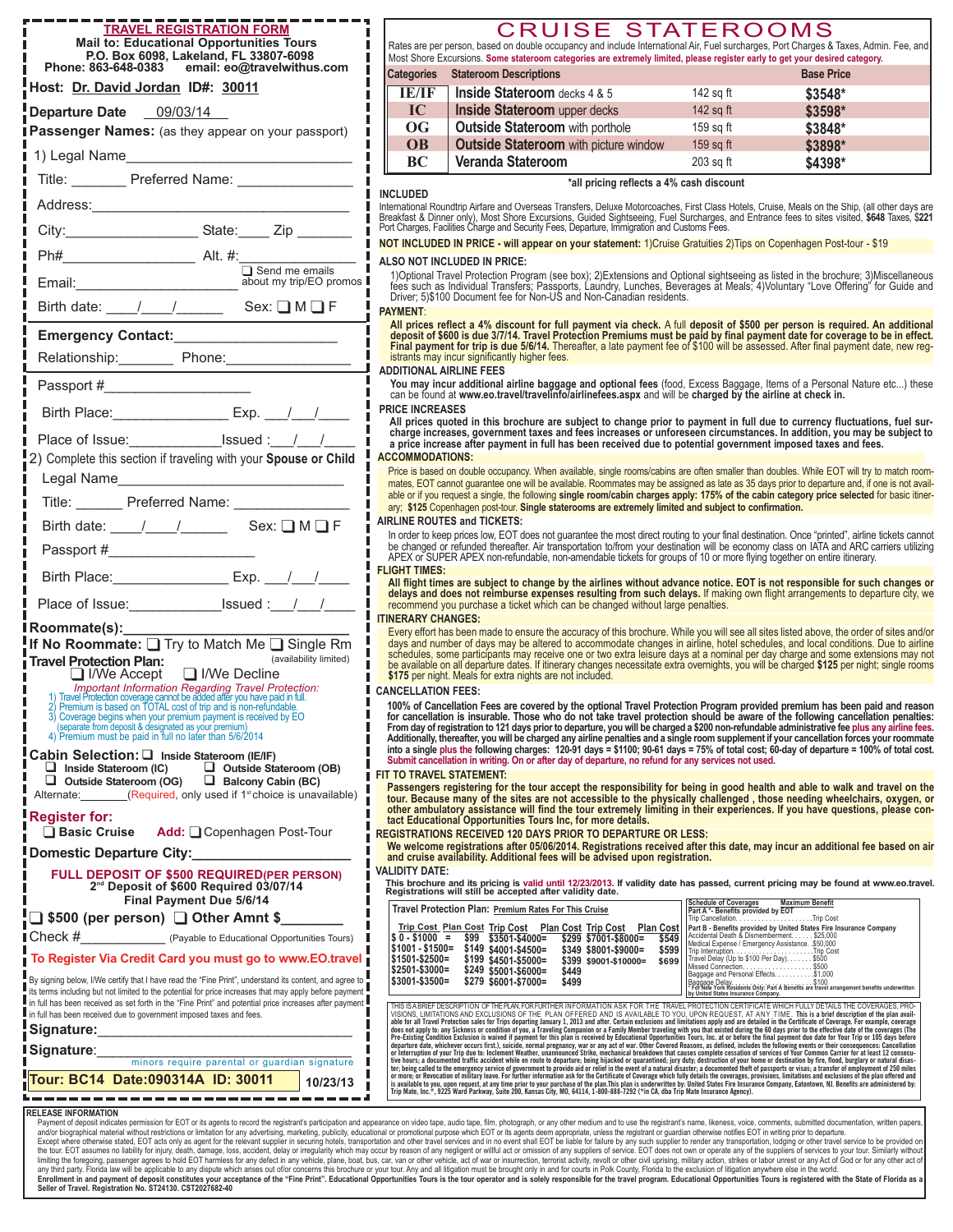## TRAVEL REGISTRATION FORM

**Mail to: Educational Opportunities Tours**
**P.O. Box 6098, Lakeland, FL 33807-6098**
**Phone: 863-648-0383 email: eo@travelwithus.com**

**Host: Dr. David Jordan ID#: 30011**

**Departure Date** 09/03/14

**Passenger Names:** (as they appear on your passport)

1) Legal Name________________________________

Title: _______ Preferred Name: ______________

Address:__________________________________

City:________________ State:____ Zip _______

Ph#________________ Alt. #:_______________

Email:____________________ ❑ Send me emails about my trip/EO promos

Birth date: ____/____/______ Sex: ❑ M ❑ F

**Emergency Contact:**____________________

Relationship:_______ Phone:________________

Passport #__________________

Birth Place:______________ Exp. ___/___/____

Place of Issue:___________Issued :___/___/____

2) Complete this section if traveling with your **Spouse or Child**

Legal Name______________________________

Title: ______ Preferred Name: ______________

Birth date: ____/____/______ Sex: ❑ M ❑ F

Passport #__________________

Birth Place:______________ Exp. ___/___/____

Place of Issue:___________Issued :___/___/____

**Roommate(s):**____________________________

**If No Roommate:** ❑ Try to Match Me ❑ Single Rm (availability limited)

**Travel Protection Plan:**
❑ I/We Accept ❑ I/We Decline

*Important Information Regarding Travel Protection:*
1) Travel Protection coverage cannot be added after you have paid in full.
2) Premium is based on TOTAL cost of trip and is non-refundable.
3) Coverage begins when your premium payment is received by EO (separate from deposit & designated as your premium)
4) Premium must be paid in full no later than 5/6/2014

**Cabin Selection:** ❑ **Inside Stateroom (IE/IF)**
❑ **Inside Stateroom (IC)** ❑ **Outside Stateroom (OB)**
❑ **Outside Stateroom (OG)** ❑ **Balcony Cabin (BC)**
Alternate:________(Required, only used if 1st choice is unavailable)

**Register for:**
❑ **Basic Cruise** **Add:** ❑ Copenhagen Post-Tour

**Domestic Departure City:**____________________

**FULL DEPOSIT OF $500 REQUIRED(PER PERSON)**
**2nd Deposit of $600 Required 03/07/14**
**Final Payment Due 5/6/14**

❑ **$500 (per person)** ❑ **Other Amnt $________**

Check #____________ (Payable to Educational Opportunities Tours)

**To Register Via Credit Card you must go to www.EO.travel**

By signing below, I/We certify that I have read the "Fine Print", understand its content, and agree to its terms including but not limited to the potential for price increases that may apply before payment in full has been received as set forth in the "Fine Print" and potential price increases after payment in full has been received due to government imposed taxes and fees.

**Signature:**____________________________

**Signature**:____________________________
minors require parental or guardian signature

**Tour: BC14 Date:090314A ID: 30011** 10/23/13

# CRUISE STATEROOMS

Rates are per person, based on double occupancy and include International Air, Fuel surcharges, Port Charges & Taxes, Admin. Fee, and Most Shore Excursions. **Some stateroom categories are extremely limited, please register early to get your desired category.**

| Categories | Stateroom Descriptions | | Base Price |
|---|---|---|---|
| IE/IF | **Inside Stateroom** decks 4 & 5 | 142 sq ft | $3548* |
| IC | **Inside Stateroom** upper decks | 142 sq ft | $3598* |
| OG | **Outside Stateroom** with porthole | 159 sq ft | $3848* |
| OB | **Outside Stateroom** with picture window | 159 sq ft | $3898* |
| BC | **Veranda Stateroom** | 203 sq ft | $4398* |

*all pricing reflects a 4% cash discount

**INCLUDED**
International Roundtrip Airfare and Overseas Transfers, Deluxe Motorcoaches, First Class Hotels, Cruise, Meals on the Ship, (all other days are Breakfast & Dinner only), Most Shore Excursions, Guided Sightseeing, Fuel Surcharges, and Entrance fees to sites visited, **$648** Taxes, **$221** Port Charges, Facilities Charge and Security Fees, Departure, Immigration and Customs Fees.

**NOT INCLUDED IN PRICE - will appear on your statement:** 1)Cruise Gratuities 2)Tips on Copenhagen Post-tour - $19

**ALSO NOT INCLUDED IN PRICE:**
1)Optional Travel Protection Program (see box); 2)Extensions and Optional sightseeing as listed in the brochure; 3)Miscellaneous fees such as Individual Transfers; Passports, Laundry, Lunches, Beverages at Meals; 4)Voluntary "Love Offering" for Guide and Driver; 5)$100 Document fee for Non-US and Non-Canadian residents.

**PAYMENT**:
**All prices reflect a 4% discount for full payment via check.** A full **deposit of $500 per person is required. An additional deposit of $600 is due 3/7/14. Travel Protection Premiums must be paid by final payment date for coverage to be in effect. Final payment for trip is due 5/6/14.** Thereafter, a late payment fee of $100 will be assessed. After final payment date, new registrants may incur significantly higher fees.

**ADDITIONAL AIRLINE FEES**
**You may incur additional airline baggage and optional fees** (food, Excess Baggage, Items of a Personal Nature etc...) these can be found at **www.eo.travel/travelinfo/airlinefees.aspx** and will be **charged by the airline at check in.**

**PRICE INCREASES**
**All prices quoted in this brochure are subject to change prior to payment in full due to currency fluctuations, fuel surcharge increases, government taxes and fees increases or unforeseen circumstances. In addition, you may be subject to a price increase after payment in full has been received due to potential government imposed taxes and fees.**

**ACCOMMODATIONS:**
Price is based on double occupancy. When available, single rooms/cabins are often smaller than doubles. While EOT will try to match roommates, EOT cannot guarantee one will be available. Roommates may be assigned as late as 35 days prior to departure and, if one is not available or if you request a single, the following **single room/cabin charges apply: 175% of the cabin category price selected** for basic itinerary; **$125** Copenhagen post-tour. **Single staterooms are extremely limited and subject to confirmation.**

**AIRLINE ROUTES and TICKETS:**
In order to keep prices low, EOT does not guarantee the most direct routing to your final destination. Once "printed", airline tickets cannot be changed or refunded thereafter. Air transportation to/from your destination will be economy class on IATA and ARC carriers utilizing APEX or SUPER APEX non-refundable, non-amendable tickets for groups of 10 or more flying together on entire itinerary.

**FLIGHT TIMES:**
**All flight times are subject to change by the airlines without advance notice. EOT is not responsible for such changes or delays and does not reimburse expenses resulting from such delays.** If making own flight arrangements to departure city, we recommend you purchase a ticket which can be changed without large penalties.

**ITINERARY CHANGES:**
Every effort has been made to ensure the accuracy of this brochure. While you will see all sites listed above, the order of sites and/or days and number of days may be altered to accommodate changes in airline, hotel schedules, and local conditions. Due to airline schedules, some participants may receive one or two extra leisure days at a nominal per day charge and some extensions may not be available on all departure dates. If itinerary changes necessitate extra overnights, you will be charged **$125** per night; single rooms **$175** per night. Meals for extra nights are not included.

**CANCELLATION FEES:**
**100% of Cancellation Fees are covered by the optional Travel Protection Program provided premium has been paid and reason for cancellation is insurable. Those who do not take travel protection should be aware of the following cancellation penalties: From day of registration to 121 days prior to departure, you will be charged a $200 non-refundable administrative fee plus any airline fees. Additionally, thereafter, you will be charged any airline penalties and a single room supplement if your cancellation forces your roommate into a single plus the following charges: 120-91 days = $1100; 90-61 days = 75% of total cost; 60-day of departure = 100% of total cost. Submit cancellation in writing. On or after day of departure, no refund for any services not used.**

**FIT TO TRAVEL STATEMENT:**
**Passengers registering for the tour accept the responsibility for being in good health and able to walk and travel on the tour. Because many of the sites are not accessible to the physically challenged , those needing wheelchairs, oxygen, or other ambulatory assistance will find the tour extremely limiting in their experiences. If you have questions, please contact Educational Opportunities Tours Inc, for more details.**

**REGISTRATIONS RECEIVED 120 DAYS PRIOR TO DEPARTURE OR LESS:**
**We welcome registrations after 05/06/2014. Registrations received after this date, may incur an additional fee based on air and cruise availability. Additional fees will be advised upon registration.**

**VALIDITY DATE:**
**This brochure and its pricing is valid until 12/23/2013. If validity date has passed, current pricing may be found at www.eo.travel. Registrations will still be accepted after validity date.**

**Travel Protection Plan:** Premium Rates For This Cruise

| Trip Cost | Plan Cost | Trip Cost | Plan Cost | Trip Cost | Plan Cost |
|---|---|---|---|---|---|
| $ 0 - $1000 = | $99 | $3501-$4000= | $299 | $7001-$8000= | $549 |
| $1001 - $1500= | $149 | $4001-$4500= | $349 | $8001-$9000= | $599 |
| $1501-$2500= | $199 | $4501-$5000= | $399 | $9001-$10000= | $699 |
| $2501-$3000= | $249 | $5001-$6000= | $449 | | |
| $3001-$3500= | $279 | $6001-$7000= | $499 | | |

| Schedule of Coverages | Maximum Benefit |
|---|---|
| **Part A \*- Benefits provided by EOT** | |
| Trip Cancellation | Trip Cost |
| **Part B - Benefits provided by United States Fire Insurance Company** | |
| Accidental Death & Dismemberment | $25,000 |
| Medical Expense / Emergency Assistance | $50,000 |
| Trip Interruption | Trip Cost |
| Travel Delay (Up to $100 Per Day) | $500 |
| Missed Connection | $500 |
| Baggage and Personal Effects | $1,000 |
| Baggage Delay | $100 |

\* For New York Residents Only: Part A Benefits are travel arrangement benefits underwritten by United States Insurance Company.

THIS IS A BRIEF DESCRIPTION OF THE PLAN. FOR FURTHER INFORMATION ASK FOR THE TRAVEL PROTECTION CERTIFICATE WHICH FULLY DETAILS THE COVERAGES, PROVISIONS, LIMITATIONS AND EXCLUSIONS OF THE PLAN OFFERED AND IS AVAILABLE TO YOU, UPON REQUEST, AT ANY TIME. This is a brief description of the plan available for all Travel Protection sales for Trips departing January 1, 2013 and after. Certain exclusions and limitations apply and are detailed in the Certificate of Coverage. For example, coverage does not apply to: any Sickness or condition of you, a Traveling Companion or a Family Member traveling with you that existed during the 60 days prior to the effective date of the coverages (The Pre-Existing Condition Exclusion is waived if payment for this plan is received by Educational Opportunities Tours, Inc. at or before the final payment due date for Your Trip or 105 days before departure date, whichever occurs first.), suicide, normal pregnancy, war or any act of war. Other Covered Reasons, as defined, includes the following events or their consequences: Cancellation or Interruption of your Trip due to: Inclement Weather, unannounced Strike, mechanical breakdown that causes complete cessation of services of Your Common Carrier for at least 12 consecutive hours; a documented traffic accident while en route to departure; being hijacked or quarantined; jury duty; destruction of your home or destination by fire, flood, burglary or natural disaster; being called to the emergency service of government to provide aid or relief in the event of a natural disaster; a documented theft of passports or visas; a transfer of employment of 250 miles or more; or Revocation of military leave. For further information ask for the Certificate of Coverage which fully details the coverages, provisions, limitations and exclusions of the plan offered and is available to you, upon request, at any time prior to your purchase of the plan.This plan is underwritten by: United States Fire Insurance Company, Eatontown, NJ. Benefits are administered by: Trip Mate, Inc.*, 9225 Ward Parkway, Suite 200, Kansas City, MO, 64114, 1-800-888-7292 (*in CA, dba Trip Mate Insurance Agency).

**RELEASE INFORMATION**
Payment of deposit indicates permission for EOT or its agents to record the registrant's participation and appearance on video tape, audio tape, film, photograph, or any other medium and to use the registrant's name, likeness, voice, comments, submitted documentation, written papers, and/or biographical material without restrictions or limitation for any advertising, marketing, publicity, educational or promotional purpose which EOT or its agents deem appropriate, unless the registrant or guardian otherwise notifies EOT in writing prior to departure.
Except where otherwise stated, EOT acts only as agent for the relevant supplier in securing hotels, transportation and other travel services and in no event shall EOT be liable for failure by any such supplier to render any transportation, lodging or other travel service to be provided on the tour. EOT assumes no liability for injury, death, damage, loss, accident, delay or irregularity which may occur by reason of any negligent or willful act or omission of any suppliers of service. EOT does not own or operate any of the suppliers of services to your tour. Similarly without limiting the foregoing, passenger agrees to hold EOT harmless for any defect in any vehicle, plane, boat, bus, car, van or other vehicle, act of war or insurrection, terrorist activity, revolt or other civil uprising, military action, strikes or labor unrest or any Act of God or for any other act of any third party. Florida law will be applicable to any dispute which arises out of/or concerns this brochure or your tour. Any and all litigation must be brought only in and for courts in Polk County, Florida to the exclusion of litigation anywhere else in the world.
**Enrollment in and payment of deposit constitutes your acceptance of the "Fine Print". Educational Opportunities Tours is the tour operator and is solely responsible for the travel program. Educational Opportunities Tours is registered with the State of Florida as a Seller of Travel. Registration No. ST24130. CST2027682-40**